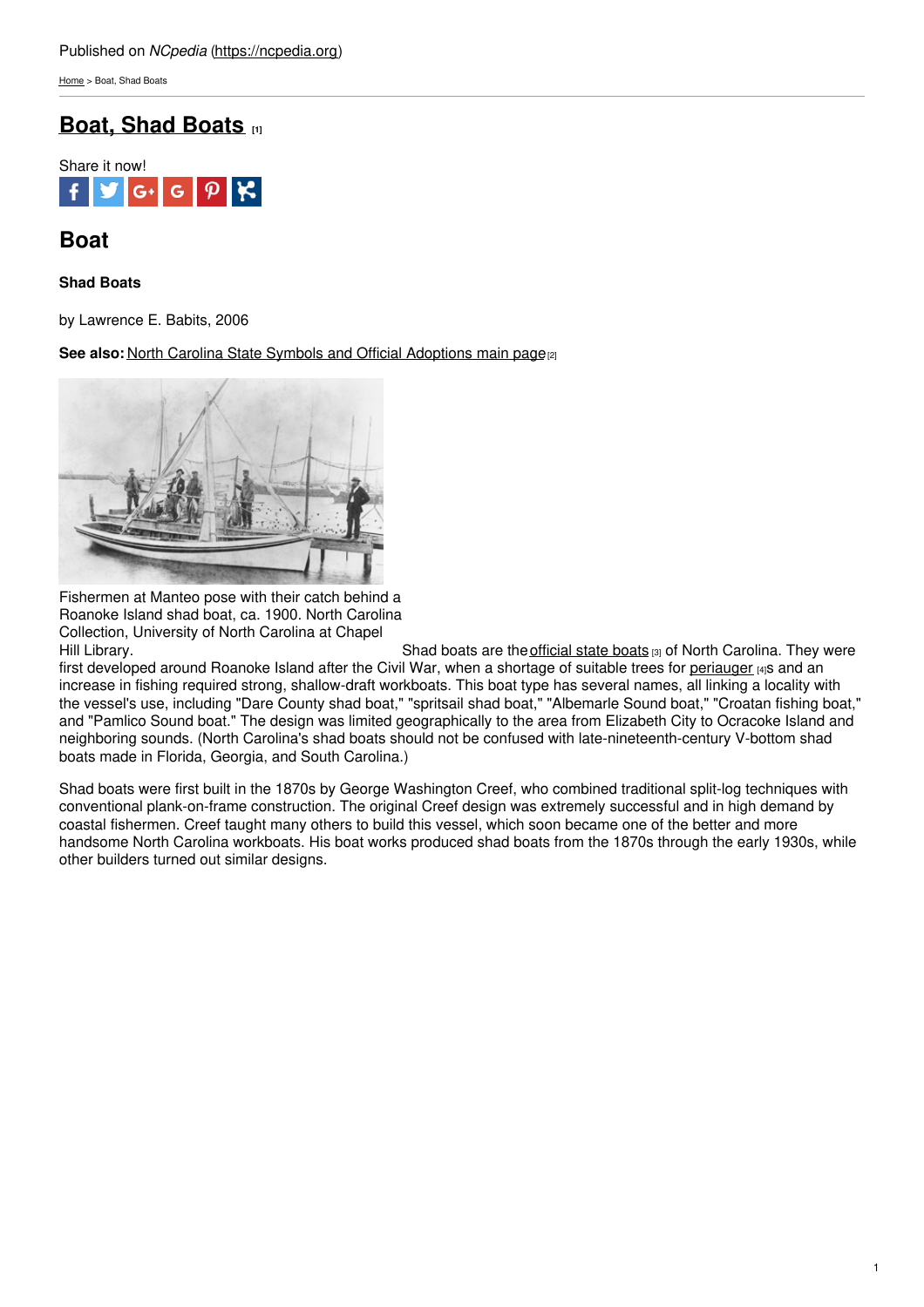Published on *NCpedia* (https://ncpedia.org)

Home > Boat, Shad Boats

# Boat, Shad Boats [1]

Share it now!

## Boat

**Shad Boats**

by Lawrence E. Babits, 2006

**See also:** North Carolina State Symbols and Official Adoptions main page [2]

Fishermen at Manteo pose with their catch behind a Roanoke Island shad boat, ca. 1900. North Carolina Collection, University of North Carolina at Chapel Hill Library.

Shad boats are the official state boats [3] of North Carolina. They were first developed around Roanoke Island after the Civil War, when a shortage of suitable trees for periauger [4]s and an increase in fishing required strong, shallow-draft workboats. This boat type has several names, all linking a locality with the vessel's use, including "Dare County shad boat," "spritsail shad boat," "Albemarle Sound boat," "Croatan fishing boat," and "Pamlico Sound boat." The design was limited geographically to the area from Elizabeth City to Ocracoke Island and neighboring sounds. (North Carolina's shad boats should not be confused with late-nineteenth-century V-bottom shad boats made in Florida, Georgia, and South Carolina.)

Shad boats were first built in the 1870s by George Washington Creef, who combined traditional split-log techniques with conventional plank-on-frame construction. The original Creef design was extremely successful and in high demand by coastal fishermen. Creef taught many others to build this vessel, which soon became one of the better and more handsome North Carolina workboats. His boat works produced shad boats from the 1870s through the early 1930s, while other builders turned out similar designs.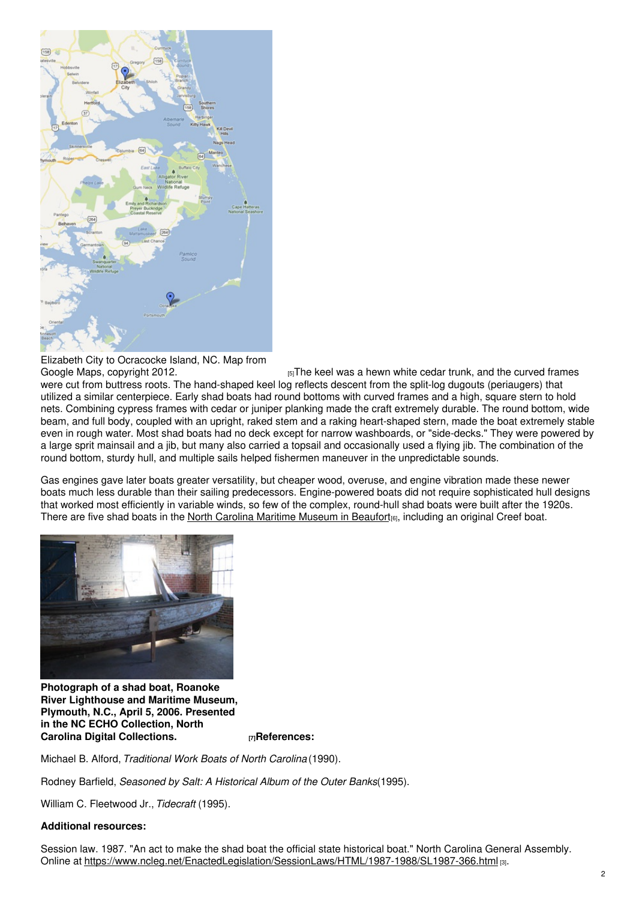Elizabeth City to Ocracocke Island, NC. Map from Google Maps, copyright 2012.

[5]The keel was a hewn white cedar trunk, and the curved frames were cut from buttress roots. The hand-shaped keel log reflects descent from the split-log dugouts (periaugers) that utilized a similar centerpiece. Early shad boats had round bottoms with curved frames and a high, square stern to hold nets. Combining cypress frames with cedar or juniper planking made the craft extremely durable. The round bottom, wide beam, and full body, coupled with an upright, raked stem and a raking heart-shaped stern, made the boat extremely stable even in rough water. Most shad boats had no deck except for narrow washboards, or "side-decks." They were powered by a large sprit mainsail and a jib, but many also carried a topsail and occasionally used a flying jib. The combination of the round bottom, sturdy hull, and multiple sails helped fishermen maneuver in the unpredictable sounds.

Gas engines gave later boats greater versatility, but cheaper wood, overuse, and engine vibration made these newer boats much less durable than their sailing predecessors. Engine-powered boats did not require sophisticated hull designs that worked most efficiently in variable winds, so few of the complex, round-hull shad boats were built after the 1920s. There are five shad boats in the North Carolina Maritime Museum in Beaufort[6], including an original Creef boat.

**Photograph of a shad boat, Roanoke River Lighthouse and Maritime Museum, Plymouth, N.C., April 5, 2006. Presented in the NC ECHO Collection, North Carolina Digital Collections.**

[7]**References:**

Michael B. Alford, *Traditional Work Boats of North Carolina* (1990).

Rodney Barfield, *Seasoned by Salt: A Historical Album of the Outer Banks* (1995).

William C. Fleetwood Jr., *Tidecraft* (1995).

**Additional resources:**

Session law. 1987. "An act to make the shad boat the official state historical boat." North Carolina General Assembly. Online at https://www.ncleg.net/EnactedLegislation/SessionLaws/HTML/1987-1988/SL1987-366.html [3].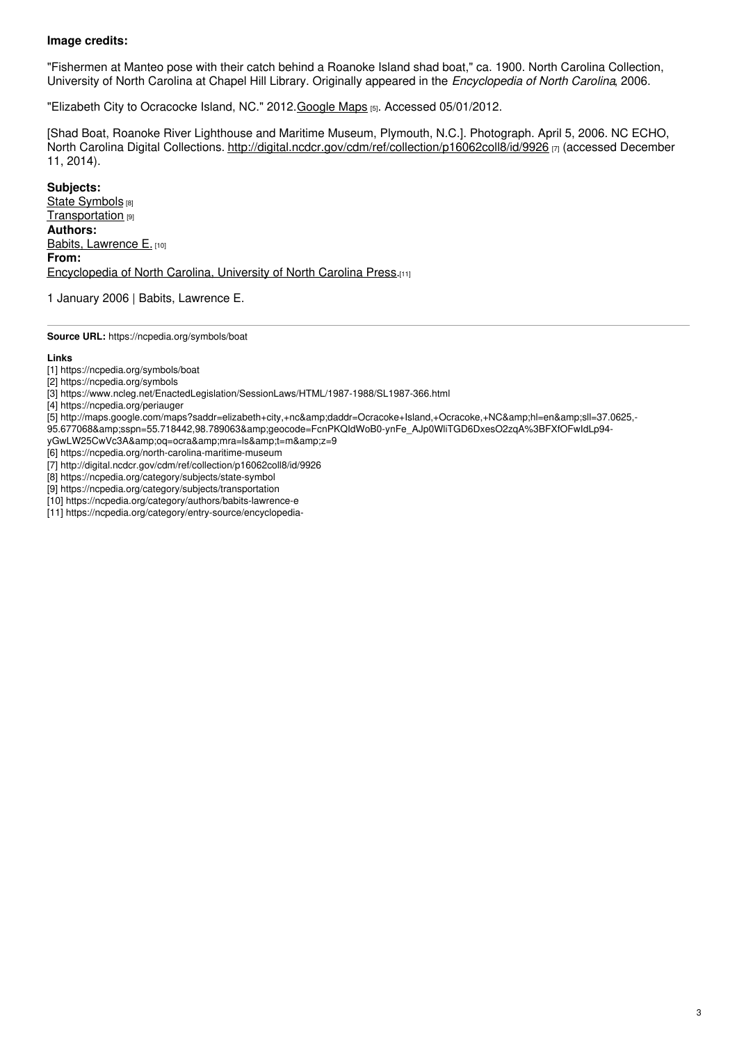**Image credits:**

"Fishermen at Manteo pose with their catch behind a Roanoke Island shad boat," ca. 1900. North Carolina Collection, University of North Carolina at Chapel Hill Library. Originally appeared in the *Encyclopedia of North Carolina*, 2006.

"Elizabeth City to Ocracocke Island, NC." 2012.Google Maps [5]. Accessed 05/01/2012.

[Shad Boat, Roanoke River Lighthouse and Maritime Museum, Plymouth, N.C.]. Photograph. April 5, 2006. NC ECHO, North Carolina Digital Collections. http://digital.ncdcr.gov/cdm/ref/collection/p16062coll8/id/9926 [7] (accessed December 11, 2014).

**Subjects:**
State Symbols [8]
Transportation [9]
**Authors:**
Babits, Lawrence E. [10]
**From:**
Encyclopedia of North Carolina, University of North Carolina Press.[11]

1 January 2006 | Babits, Lawrence E.

---

**Source URL:** https://ncpedia.org/symbols/boat

**Links**
[1] https://ncpedia.org/symbols/boat
[2] https://ncpedia.org/symbols
[3] https://www.ncleg.net/EnactedLegislation/SessionLaws/HTML/1987-1988/SL1987-366.html
[4] https://ncpedia.org/periauger
[5] http://maps.google.com/maps?saddr=elizabeth+city,+nc&amp;daddr=Ocracoke+Island,+Ocracoke,+NC&amp;hl=en&amp;sll=37.0625,-95.677068&amp;sspn=55.718442,98.789063&amp;geocode=FcnPKQIdWoB0-ynFe_AJp0WliTGD6DxesO2zqA%3BFXfOFwIdLp94-yGwLW25CwVc3A&amp;oq=ocra&amp;mra=ls&amp;t=m&amp;z=9
[6] https://ncpedia.org/north-carolina-maritime-museum
[7] http://digital.ncdcr.gov/cdm/ref/collection/p16062coll8/id/9926
[8] https://ncpedia.org/category/subjects/state-symbol
[9] https://ncpedia.org/category/subjects/transportation
[10] https://ncpedia.org/category/authors/babits-lawrence-e
[11] https://ncpedia.org/category/entry-source/encyclopedia-